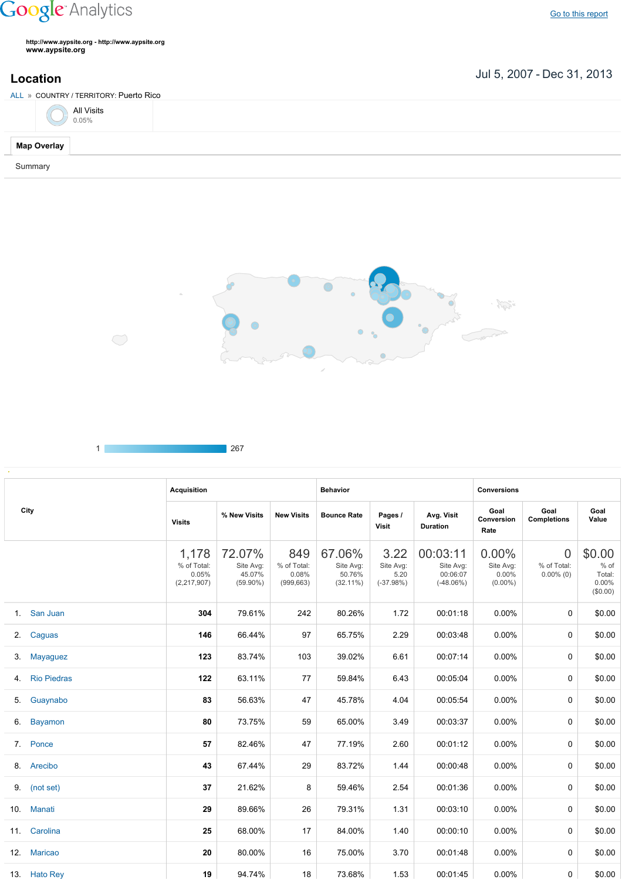Google Analytics

Go to this report

http://www.aypsite.org - http://www.aypsite.org
**www.aypsite.org**

## Location

Jul 5, 2007 - Dec 31, 2013

ALL » COUNTRY / TERRITORY: Puerto Rico

All Visits
0.05%

**Map Overlay**

Summary

1 267

| City | Acquisition | | | Behavior | | | Conversions | | |
|---|---|---|---|---|---|---|---|---|---|
| | Visits | % New Visits | New Visits | Bounce Rate | Pages / Visit | Avg. Visit Duration | Goal Conversion Rate | Goal Completions | Goal Value |
| | 1,178 % of Total: 0.05% (2,217,907) | 72.07% Site Avg: 45.07% (59.90%) | 849 % of Total: 0.08% (999,663) | 67.06% Site Avg: 50.76% (32.11%) | 3.22 Site Avg: 5.20 (-37.98%) | 00:03:11 Site Avg: 00:06:07 (-48.06%) | 0.00% Site Avg: 0.00% (0.00%) | 0 % of Total: 0.00% (0) | $0.00 % of Total: 0.00% ($0.00) |
| 1. San Juan | **304** | 79.61% | 242 | 80.26% | 1.72 | 00:01:18 | 0.00% | 0 | $0.00 |
| 2. Caguas | **146** | 66.44% | 97 | 65.75% | 2.29 | 00:03:48 | 0.00% | 0 | $0.00 |
| 3. Mayaguez | **123** | 83.74% | 103 | 39.02% | 6.61 | 00:07:14 | 0.00% | 0 | $0.00 |
| 4. Rio Piedras | **122** | 63.11% | 77 | 59.84% | 6.43 | 00:05:04 | 0.00% | 0 | $0.00 |
| 5. Guaynabo | **83** | 56.63% | 47 | 45.78% | 4.04 | 00:05:54 | 0.00% | 0 | $0.00 |
| 6. Bayamon | **80** | 73.75% | 59 | 65.00% | 3.49 | 00:03:37 | 0.00% | 0 | $0.00 |
| 7. Ponce | **57** | 82.46% | 47 | 77.19% | 2.60 | 00:01:12 | 0.00% | 0 | $0.00 |
| 8. Arecibo | **43** | 67.44% | 29 | 83.72% | 1.44 | 00:00:48 | 0.00% | 0 | $0.00 |
| 9. (not set) | **37** | 21.62% | 8 | 59.46% | 2.54 | 00:01:36 | 0.00% | 0 | $0.00 |
| 10. Manati | **29** | 89.66% | 26 | 79.31% | 1.31 | 00:03:10 | 0.00% | 0 | $0.00 |
| 11. Carolina | **25** | 68.00% | 17 | 84.00% | 1.40 | 00:00:10 | 0.00% | 0 | $0.00 |
| 12. Maricao | **20** | 80.00% | 16 | 75.00% | 3.70 | 00:01:48 | 0.00% | 0 | $0.00 |
| 13. Hato Rey | **19** | 94.74% | 18 | 73.68% | 1.53 | 00:01:45 | 0.00% | 0 | $0.00 |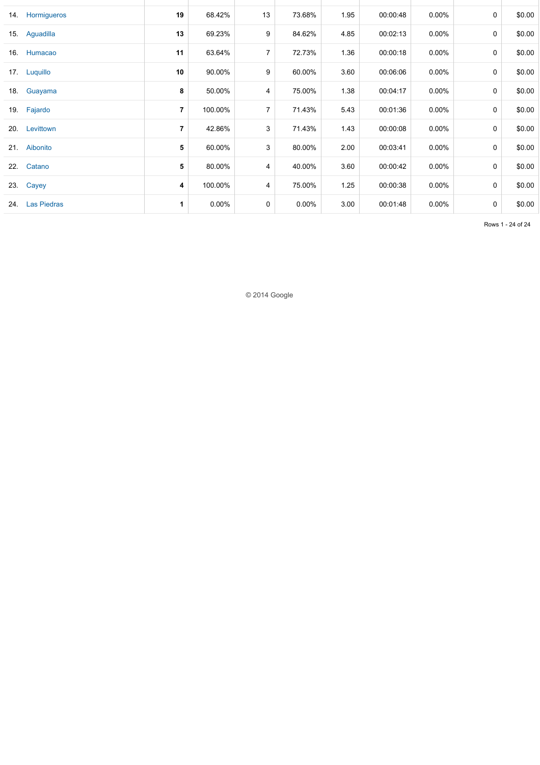| | | | | | | | | | |
|---|---|---|---|---|---|---|---|---|---|
| 14. Hormigueros | **19** | 68.42% | 13 | 73.68% | 1.95 | 00:00:48 | 0.00% | 0 | $0.00 |
| 15. Aguadilla | **13** | 69.23% | 9 | 84.62% | 4.85 | 00:02:13 | 0.00% | 0 | $0.00 |
| 16. Humacao | **11** | 63.64% | 7 | 72.73% | 1.36 | 00:00:18 | 0.00% | 0 | $0.00 |
| 17. Luquillo | **10** | 90.00% | 9 | 60.00% | 3.60 | 00:06:06 | 0.00% | 0 | $0.00 |
| 18. Guayama | **8** | 50.00% | 4 | 75.00% | 1.38 | 00:04:17 | 0.00% | 0 | $0.00 |
| 19. Fajardo | **7** | 100.00% | 7 | 71.43% | 5.43 | 00:01:36 | 0.00% | 0 | $0.00 |
| 20. Levittown | **7** | 42.86% | 3 | 71.43% | 1.43 | 00:00:08 | 0.00% | 0 | $0.00 |
| 21. Aibonito | **5** | 60.00% | 3 | 80.00% | 2.00 | 00:03:41 | 0.00% | 0 | $0.00 |
| 22. Catano | **5** | 80.00% | 4 | 40.00% | 3.60 | 00:00:42 | 0.00% | 0 | $0.00 |
| 23. Cayey | **4** | 100.00% | 4 | 75.00% | 1.25 | 00:00:38 | 0.00% | 0 | $0.00 |
| 24. Las Piedras | **1** | 0.00% | 0 | 0.00% | 3.00 | 00:01:48 | 0.00% | 0 | $0.00 |

Rows 1 - 24 of 24

© 2014 Google